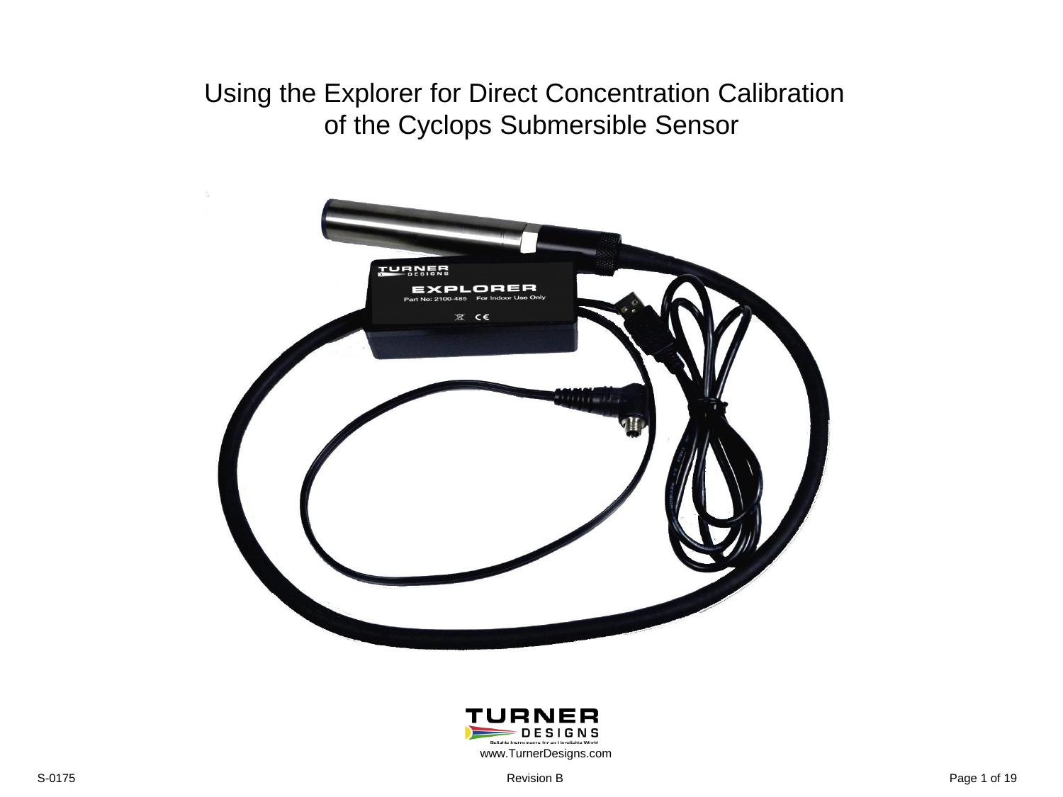# Using the Explorer for Direct Concentration Calibration of the Cyclops Submersible Sensor

www.TurnerDesigns.com

S-0175

Revision B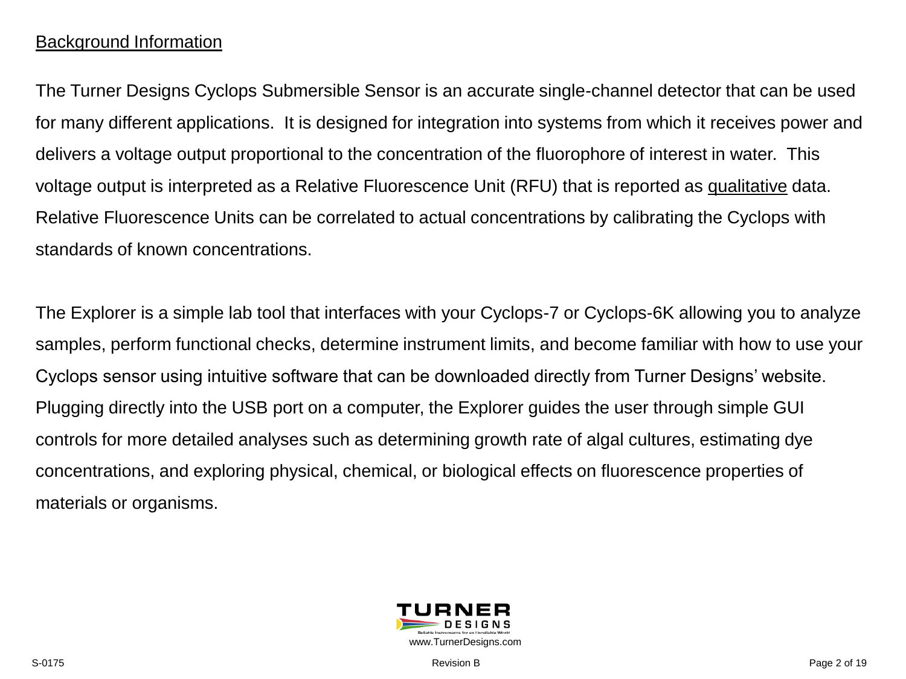## Background Information

The Turner Designs Cyclops Submersible Sensor is an accurate single-channel detector that can be used for many different applications. It is designed for integration into systems from which it receives power and delivers a voltage output proportional to the concentration of the fluorophore of interest in water. This voltage output is interpreted as a Relative Fluorescence Unit (RFU) that is reported as qualitative data. Relative Fluorescence Units can be correlated to actual concentrations by calibrating the Cyclops with standards of known concentrations.

The Explorer is a simple lab tool that interfaces with your Cyclops-7 or Cyclops-6K allowing you to analyze samples, perform functional checks, determine instrument limits, and become familiar with how to use your Cyclops sensor using intuitive software that can be downloaded directly from Turner Designs' website. Plugging directly into the USB port on a computer, the Explorer guides the user through simple GUI controls for more detailed analyses such as determining growth rate of algal cultures, estimating dye concentrations, and exploring physical, chemical, or biological effects on fluorescence properties of materials or organisms.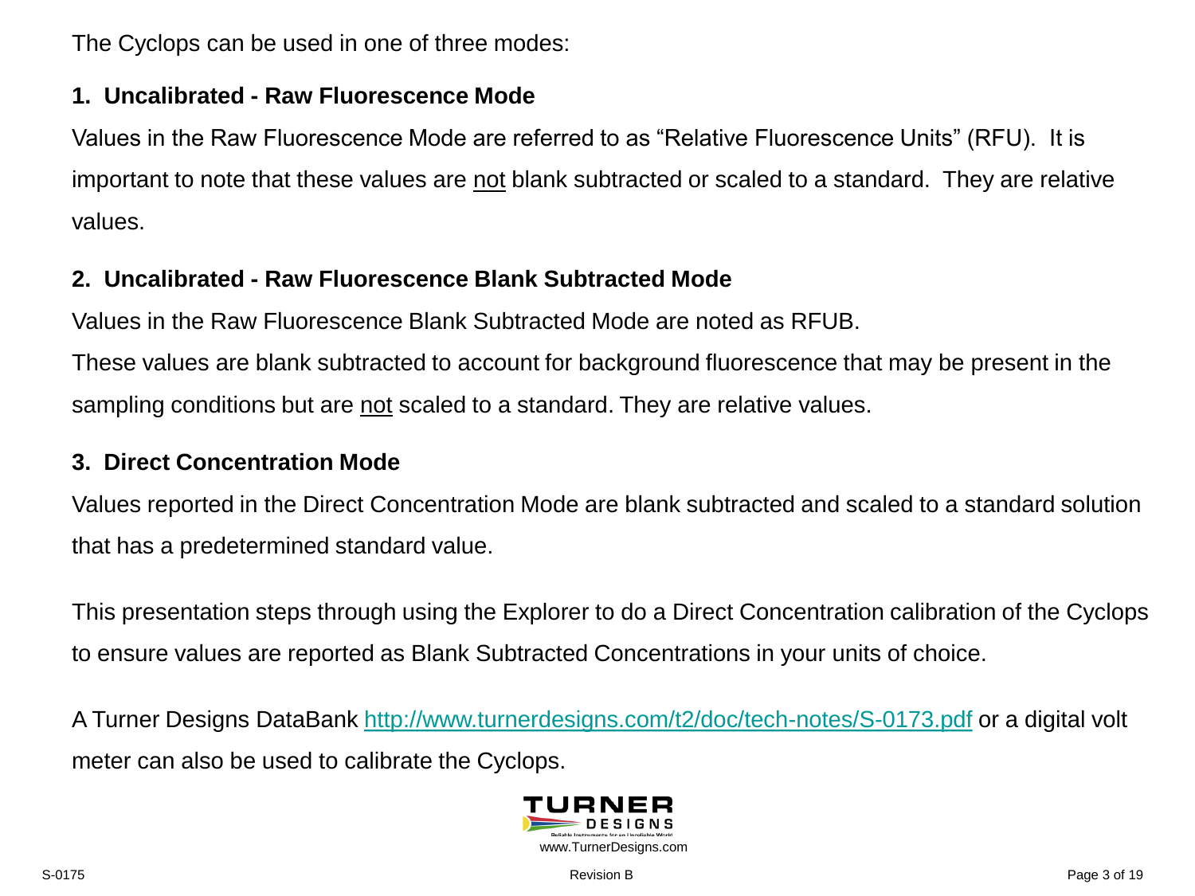The Cyclops can be used in one of three modes:

**1. Uncalibrated - Raw Fluorescence Mode**

Values in the Raw Fluorescence Mode are referred to as "Relative Fluorescence Units" (RFU). It is important to note that these values are not blank subtracted or scaled to a standard. They are relative values.

**2. Uncalibrated - Raw Fluorescence Blank Subtracted Mode**

Values in the Raw Fluorescence Blank Subtracted Mode are noted as RFUB.
These values are blank subtracted to account for background fluorescence that may be present in the sampling conditions but are not scaled to a standard. They are relative values.

**3. Direct Concentration Mode**

Values reported in the Direct Concentration Mode are blank subtracted and scaled to a standard solution that has a predetermined standard value.

This presentation steps through using the Explorer to do a Direct Concentration calibration of the Cyclops to ensure values are reported as Blank Subtracted Concentrations in your units of choice.

A Turner Designs DataBank http://www.turnerdesigns.com/t2/doc/tech-notes/S-0173.pdf or a digital volt meter can also be used to calibrate the Cyclops.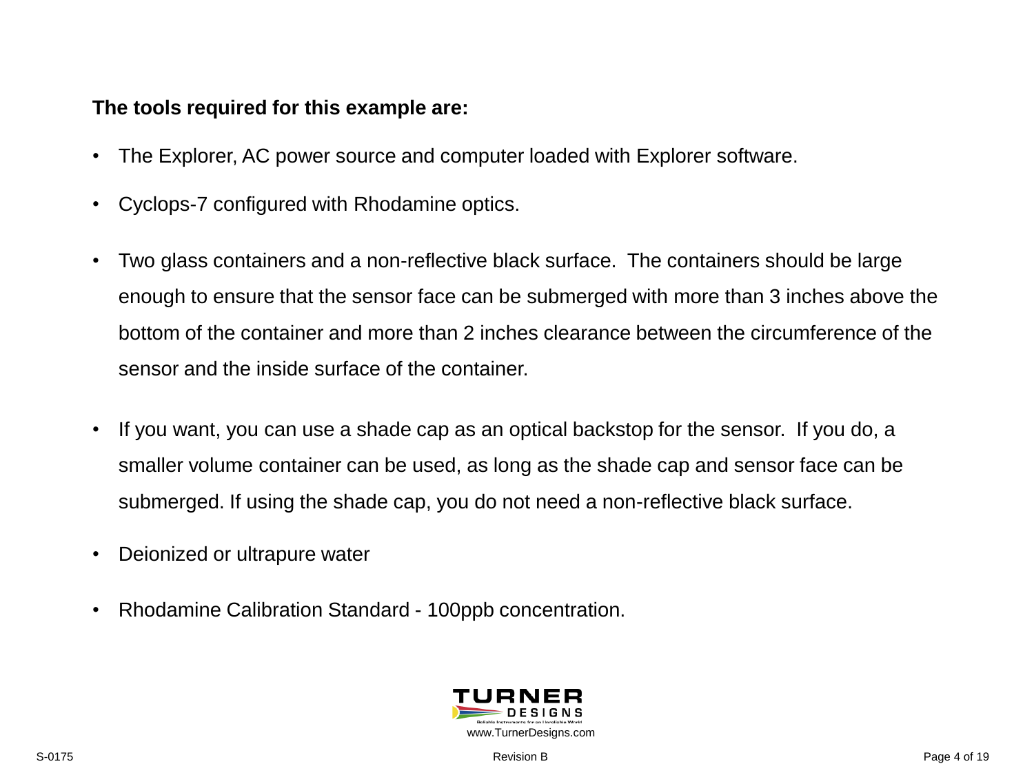**The tools required for this example are:**

- The Explorer, AC power source and computer loaded with Explorer software.
- Cyclops-7 configured with Rhodamine optics.
- Two glass containers and a non-reflective black surface.  The containers should be large enough to ensure that the sensor face can be submerged with more than 3 inches above the bottom of the container and more than 2 inches clearance between the circumference of the sensor and the inside surface of the container.
- If you want, you can use a shade cap as an optical backstop for the sensor.  If you do, a smaller volume container can be used, as long as the shade cap and sensor face can be submerged. If using the shade cap, you do not need a non-reflective black surface.
- Deionized or ultrapure water
- Rhodamine Calibration Standard - 100ppb concentration.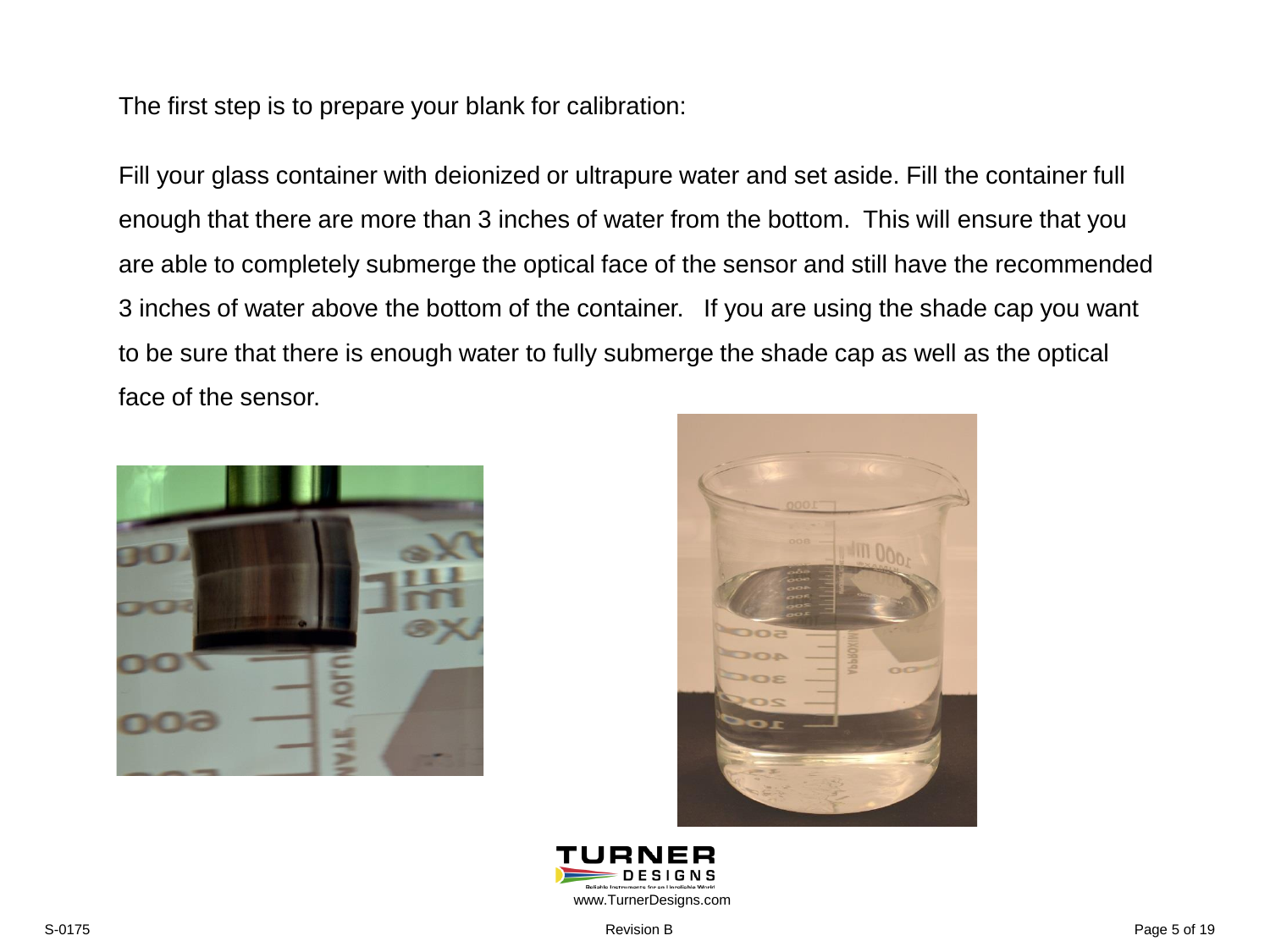The first step is to prepare your blank for calibration:

Fill your glass container with deionized or ultrapure water and set aside. Fill the container full enough that there are more than 3 inches of water from the bottom. This will ensure that you are able to completely submerge the optical face of the sensor and still have the recommended 3 inches of water above the bottom of the container. If you are using the shade cap you want to be sure that there is enough water to fully submerge the shade cap as well as the optical face of the sensor.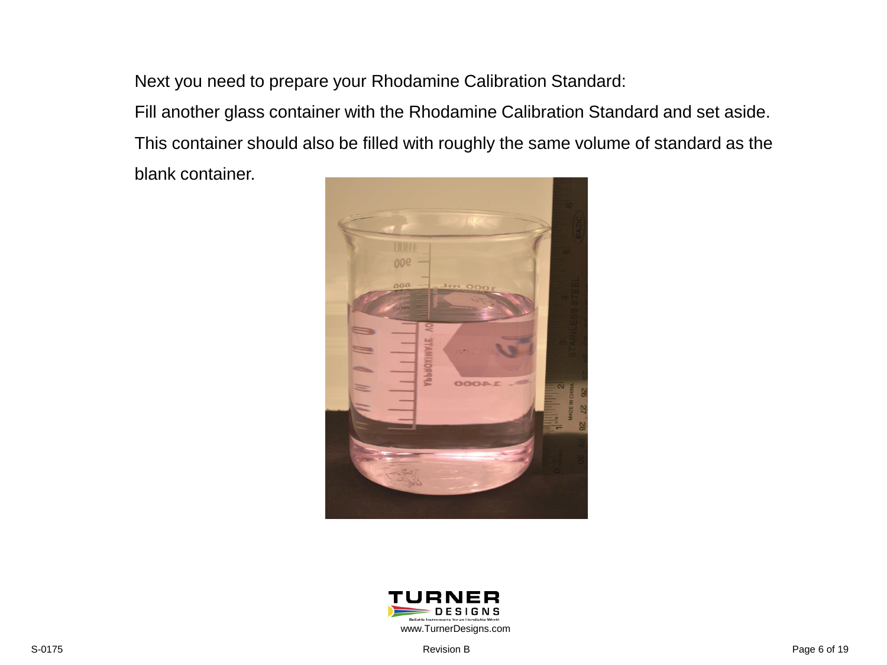Next you need to prepare your Rhodamine Calibration Standard:

Fill another glass container with the Rhodamine Calibration Standard and set aside. This container should also be filled with roughly the same volume of standard as the blank container.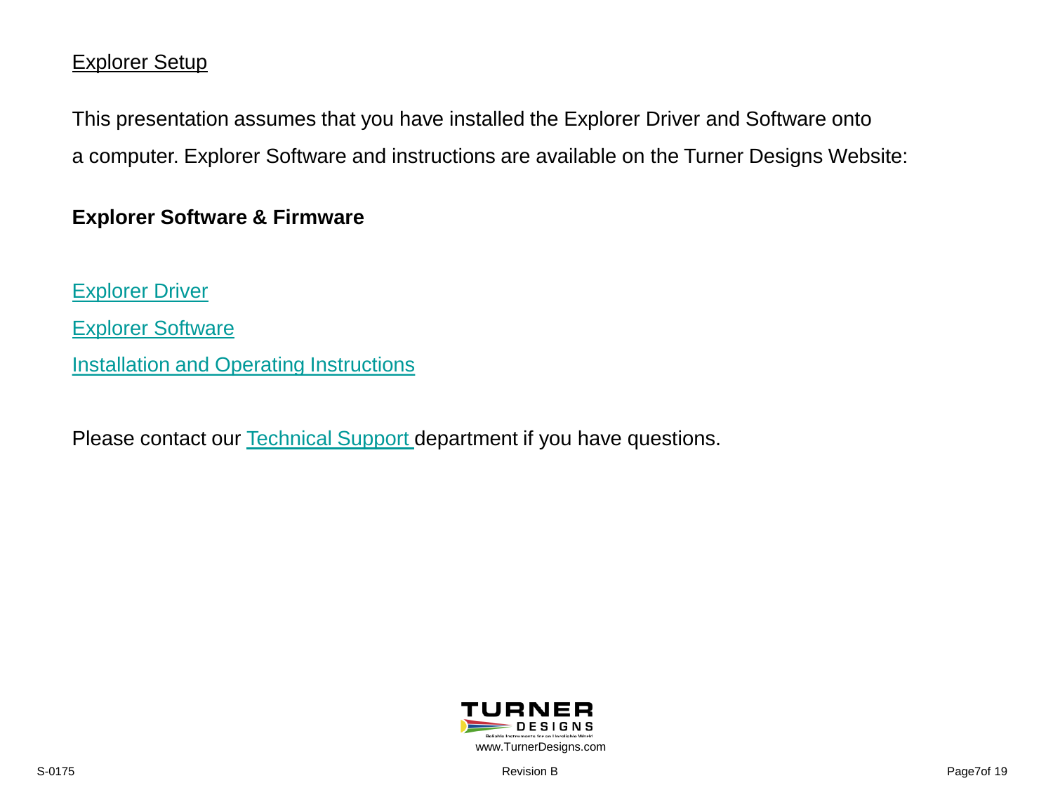## Explorer Setup

This presentation assumes that you have installed the Explorer Driver and Software onto a computer. Explorer Software and instructions are available on the Turner Designs Website:

**Explorer Software & Firmware**

Explorer Driver

Explorer Software

Installation and Operating Instructions

Please contact our Technical Support department if you have questions.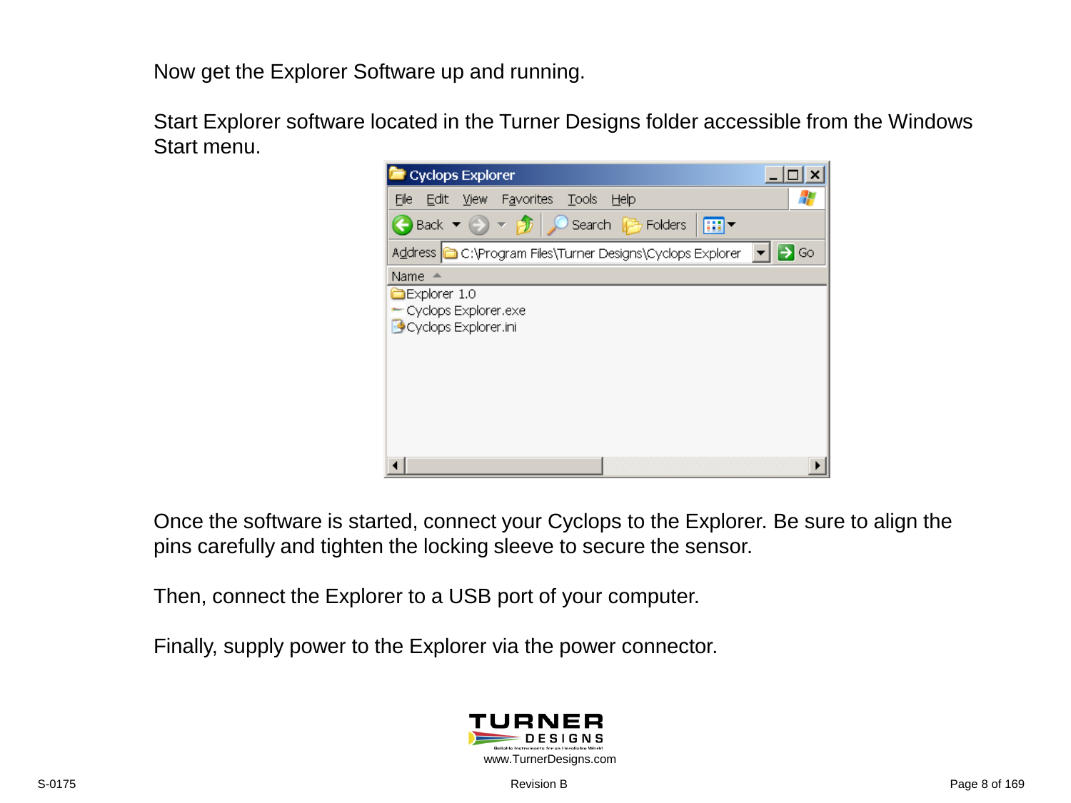Now get the Explorer Software up and running.

Start Explorer software located in the Turner Designs folder accessible from the Windows Start menu.

Once the software is started, connect your Cyclops to the Explorer. Be sure to align the pins carefully and tighten the locking sleeve to secure the sensor.

Then, connect the Explorer to a USB port of your computer.

Finally, supply power to the Explorer via the power connector.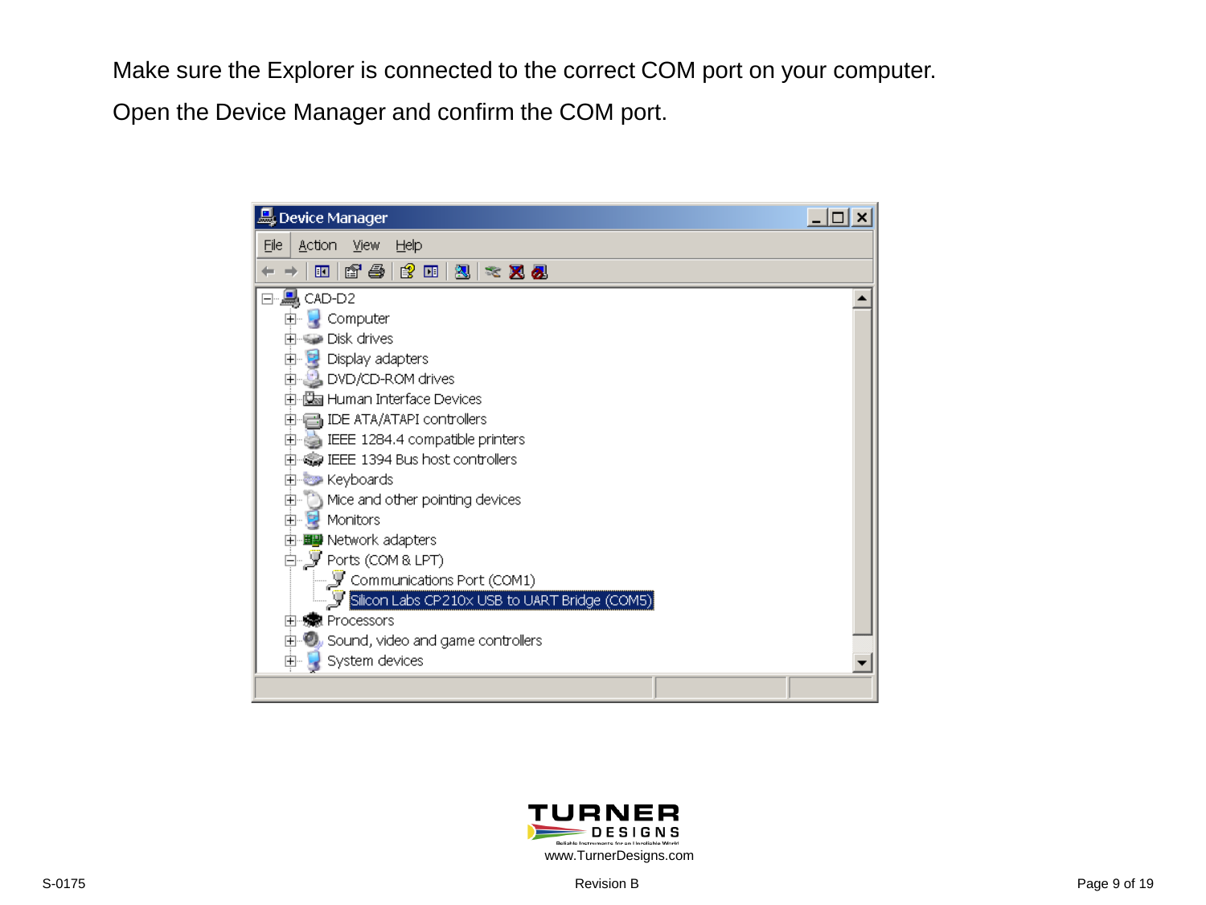Make sure the Explorer is connected to the correct COM port on your computer.

Open the Device Manager and confirm the COM port.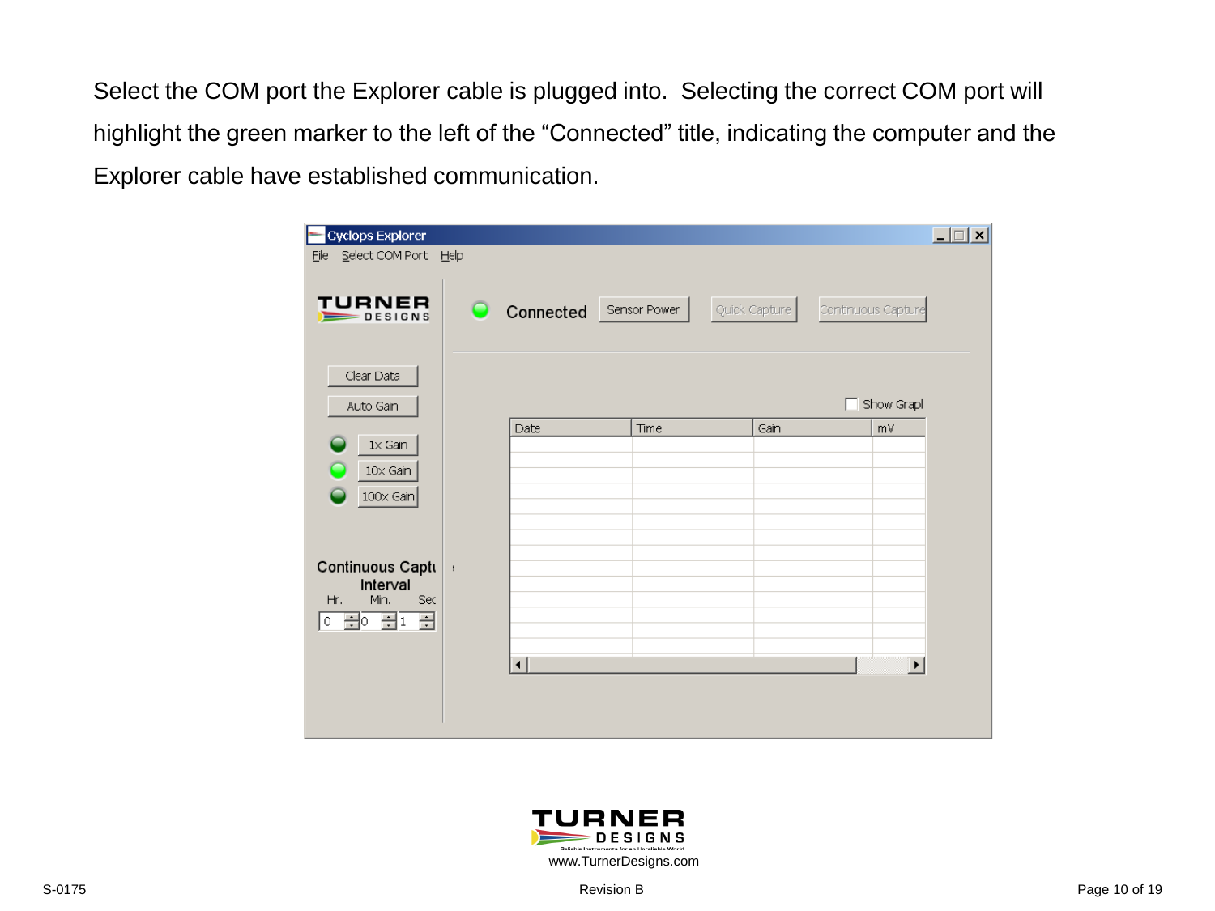Select the COM port the Explorer cable is plugged into. Selecting the correct COM port will highlight the green marker to the left of the “Connected” title, indicating the computer and the Explorer cable have established communication.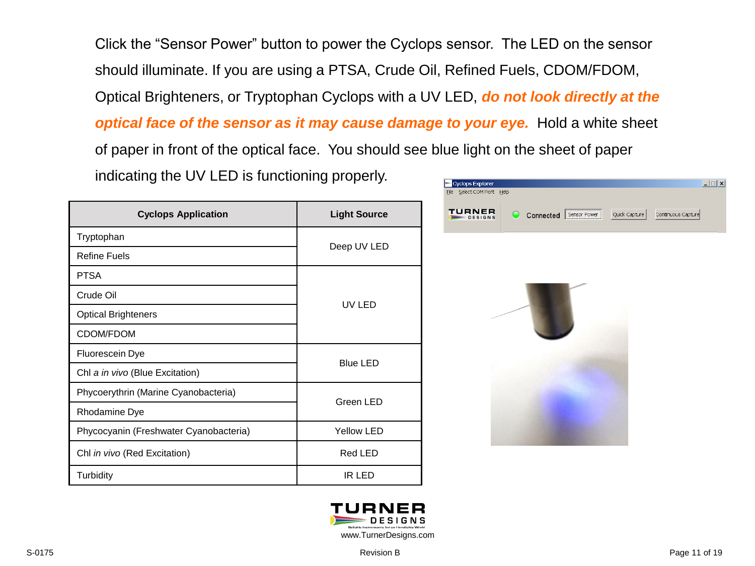Click the “Sensor Power” button to power the Cyclops sensor. The LED on the sensor should illuminate. If you are using a PTSA, Crude Oil, Refined Fuels, CDOM/FDOM, Optical Brighteners, or Tryptophan Cyclops with a UV LED, ***do not look directly at the optical face of the sensor as it may cause damage to your eye.*** Hold a white sheet of paper in front of the optical face. You should see blue light on the sheet of paper indicating the UV LED is functioning properly.

| Cyclops Application | Light Source |
|---|---|
| Tryptophan | Deep UV LED |
| Refine Fuels | |
| PTSA | UV LED |
| Crude Oil | |
| Optical Brighteners | |
| CDOM/FDOM | |
| Fluorescein Dye | Blue LED |
| Chl *a in vivo* (Blue Excitation) | |
| Phycoerythrin (Marine Cyanobacteria) | Green LED |
| Rhodamine Dye | |
| Phycocyanin (Freshwater Cyanobacteria) | Yellow LED |
| Chl *in vivo* (Red Excitation) | Red LED |
| Turbidity | IR LED |

www.TurnerDesigns.com

S-0175 Revision B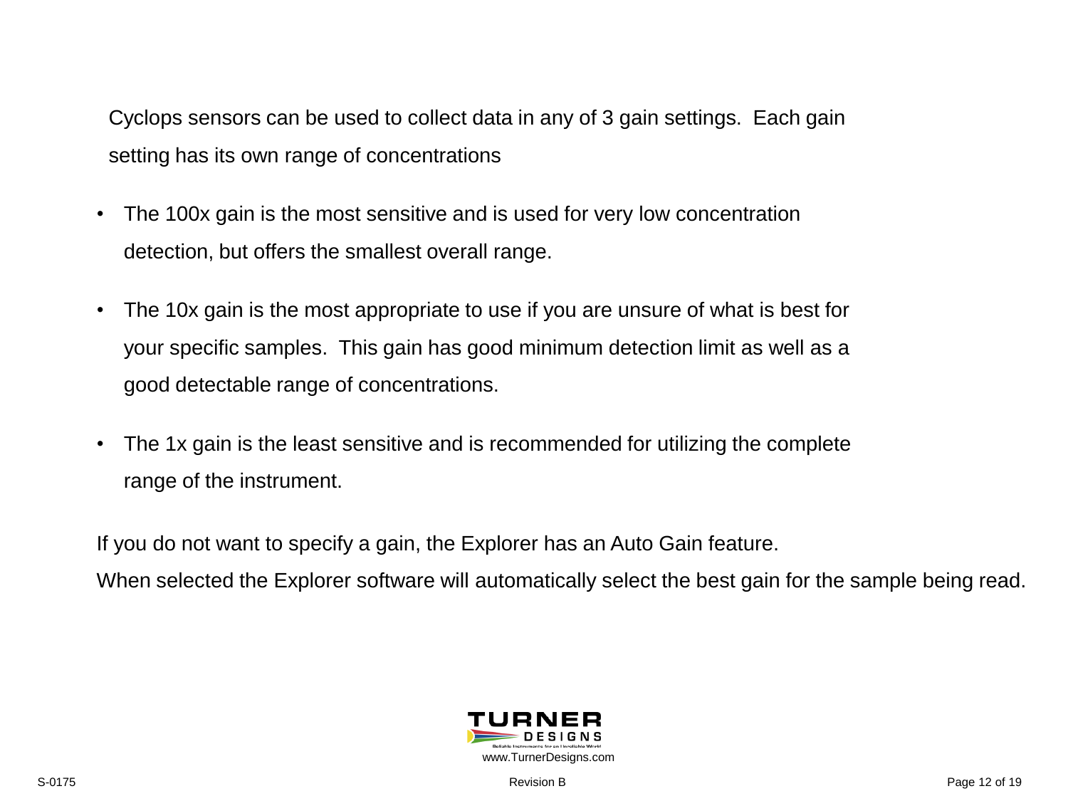Cyclops sensors can be used to collect data in any of 3 gain settings. Each gain setting has its own range of concentrations

- The 100x gain is the most sensitive and is used for very low concentration detection, but offers the smallest overall range.
- The 10x gain is the most appropriate to use if you are unsure of what is best for your specific samples. This gain has good minimum detection limit as well as a good detectable range of concentrations.
- The 1x gain is the least sensitive and is recommended for utilizing the complete range of the instrument.

If you do not want to specify a gain, the Explorer has an Auto Gain feature.
When selected the Explorer software will automatically select the best gain for the sample being read.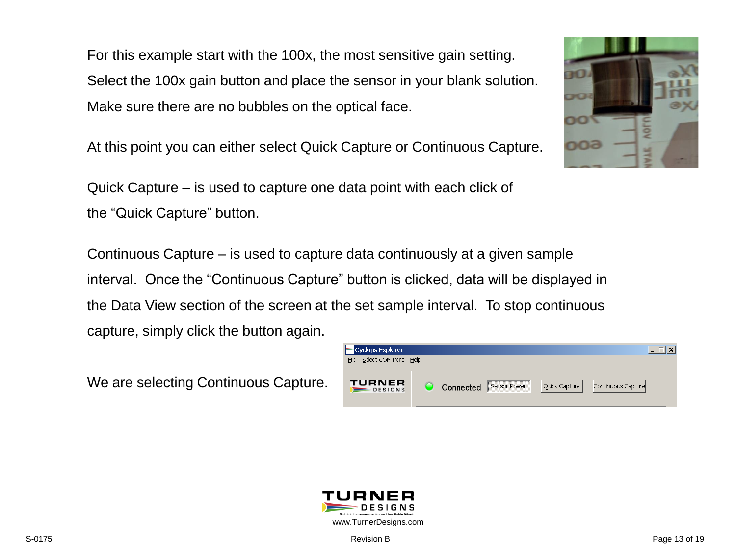For this example start with the 100x, the most sensitive gain setting. Select the 100x gain button and place the sensor in your blank solution. Make sure there are no bubbles on the optical face.

At this point you can either select Quick Capture or Continuous Capture.

Quick Capture – is used to capture one data point with each click of the “Quick Capture” button.

Continuous Capture – is used to capture data continuously at a given sample interval. Once the “Continuous Capture” button is clicked, data will be displayed in the Data View section of the screen at the set sample interval. To stop continuous capture, simply click the button again.

We are selecting Continuous Capture.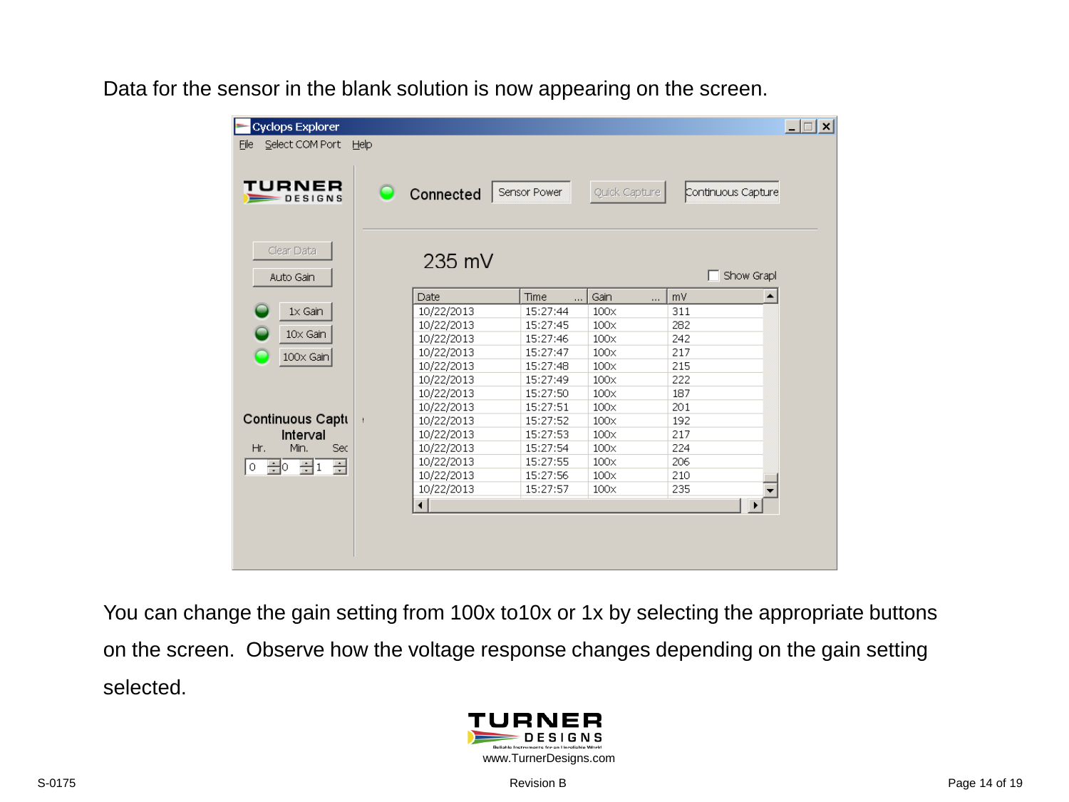Data for the sensor in the blank solution is now appearing on the screen.

Cyclops Explorer

File  Select COM Port  Help

Connected  Sensor Power  Quick Capture  Continuous Capture

Clear Data

Auto Gain

1x Gain

10x Gain

100x Gain

235 mV

Show Grapl

| Date | Time | Gain | mV |
|---|---|---|---|
| 10/22/2013 | 15:27:44 | 100x | 311 |
| 10/22/2013 | 15:27:45 | 100x | 282 |
| 10/22/2013 | 15:27:46 | 100x | 242 |
| 10/22/2013 | 15:27:47 | 100x | 217 |
| 10/22/2013 | 15:27:48 | 100x | 215 |
| 10/22/2013 | 15:27:49 | 100x | 222 |
| 10/22/2013 | 15:27:50 | 100x | 187 |
| 10/22/2013 | 15:27:51 | 100x | 201 |
| 10/22/2013 | 15:27:52 | 100x | 192 |
| 10/22/2013 | 15:27:53 | 100x | 217 |
| 10/22/2013 | 15:27:54 | 100x | 224 |
| 10/22/2013 | 15:27:55 | 100x | 206 |
| 10/22/2013 | 15:27:56 | 100x | 210 |
| 10/22/2013 | 15:27:57 | 100x | 235 |

Continuous Captu Interval

Hr. 0  Min. 0  Sec 1

You can change the gain setting from 100x to10x or 1x by selecting the appropriate buttons on the screen. Observe how the voltage response changes depending on the gain setting selected.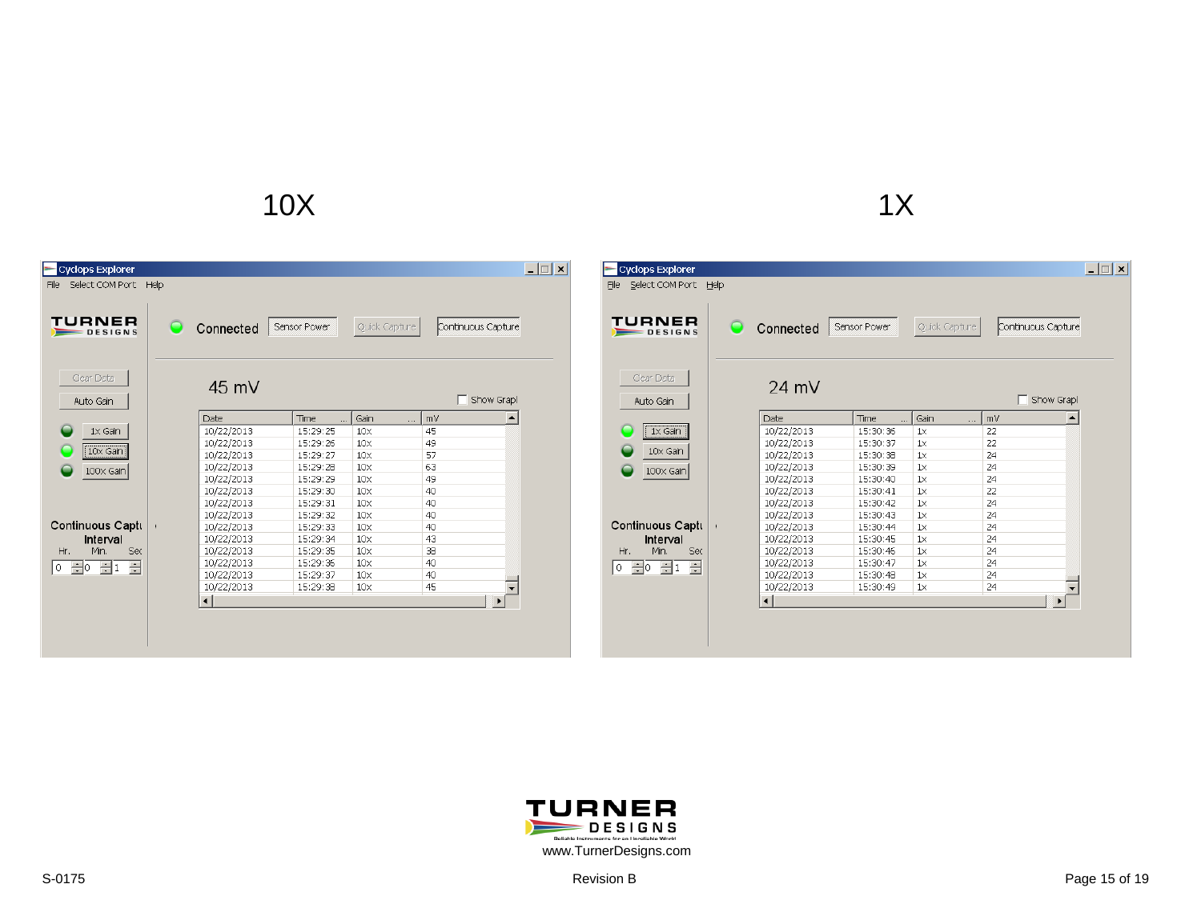## 10X

**Cyclops Explorer**

File | Select COM Port | Help

TURNER DESIGNS

Connected | Sensor Power | Quick Capture | Continuous Capture

Clear Data | Auto Gain | 1x Gain | 10x Gain | 100X Gain

Continuous Captu... Interval — Hr. 0, Min. 0, Sec 1

**45 mV**

Show Graph

| Date | Time | Gain | mV |
|---|---|---|---|
| 10/22/2013 | 15:29:25 | 10x | 45 |
| 10/22/2013 | 15:29:26 | 10x | 49 |
| 10/22/2013 | 15:29:27 | 10x | 57 |
| 10/22/2013 | 15:29:28 | 10x | 63 |
| 10/22/2013 | 15:29:29 | 10x | 49 |
| 10/22/2013 | 15:29:30 | 10x | 40 |
| 10/22/2013 | 15:29:31 | 10x | 40 |
| 10/22/2013 | 15:29:32 | 10x | 40 |
| 10/22/2013 | 15:29:33 | 10x | 40 |
| 10/22/2013 | 15:29:34 | 10x | 43 |
| 10/22/2013 | 15:29:35 | 10x | 38 |
| 10/22/2013 | 15:29:36 | 10x | 40 |
| 10/22/2013 | 15:29:37 | 10x | 40 |
| 10/22/2013 | 15:29:38 | 10x | 45 |

## 1X

**Cyclops Explorer**

File | Select COM Port | Help

TURNER DESIGNS

Connected | Sensor Power | Quick Capture | Continuous Capture

Clear Data | Auto Gain | 1x Gain | 10x Gain | 100X Gain

Continuous Captu... Interval — Hr. 0, Min. 0, Sec 1

**24 mV**

Show Graph

| Date | Time | Gain | mV |
|---|---|---|---|
| 10/22/2013 | 15:30:36 | 1x | 22 |
| 10/22/2013 | 15:30:37 | 1x | 22 |
| 10/22/2013 | 15:30:38 | 1x | 24 |
| 10/22/2013 | 15:30:39 | 1x | 24 |
| 10/22/2013 | 15:30:40 | 1x | 24 |
| 10/22/2013 | 15:30:41 | 1x | 22 |
| 10/22/2013 | 15:30:42 | 1x | 24 |
| 10/22/2013 | 15:30:43 | 1x | 24 |
| 10/22/2013 | 15:30:44 | 1x | 24 |
| 10/22/2013 | 15:30:45 | 1x | 24 |
| 10/22/2013 | 15:30:46 | 1x | 24 |
| 10/22/2013 | 15:30:47 | 1x | 24 |
| 10/22/2013 | 15:30:48 | 1x | 24 |
| 10/22/2013 | 15:30:49 | 1x | 24 |

TURNER DESIGNS
Reliable Instruments for an Unreliable World
www.TurnerDesigns.com

S-0175 Revision B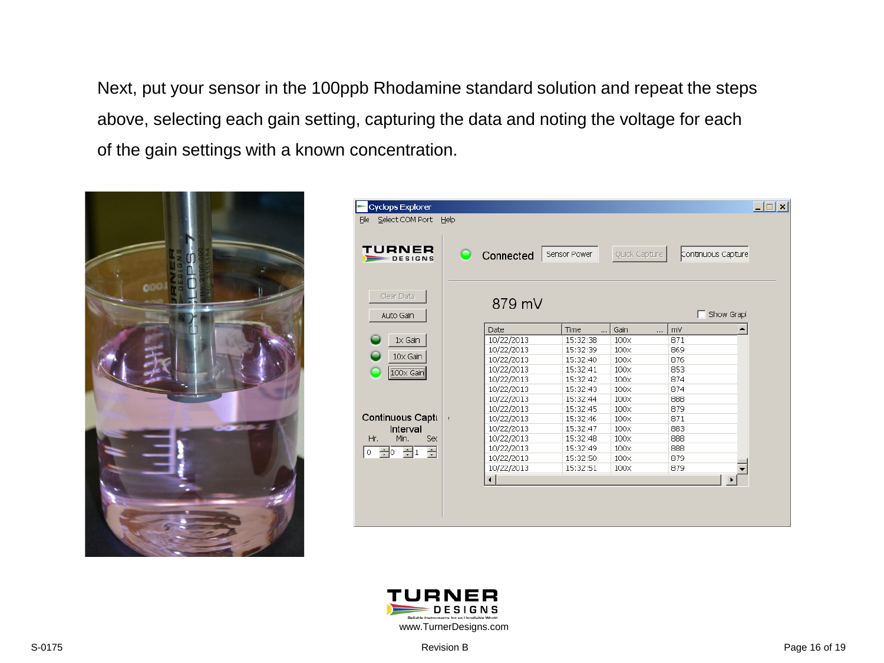Next, put your sensor in the 100ppb Rhodamine standard solution and repeat the steps above, selecting each gain setting, capturing the data and noting the voltage for each of the gain settings with a known concentration.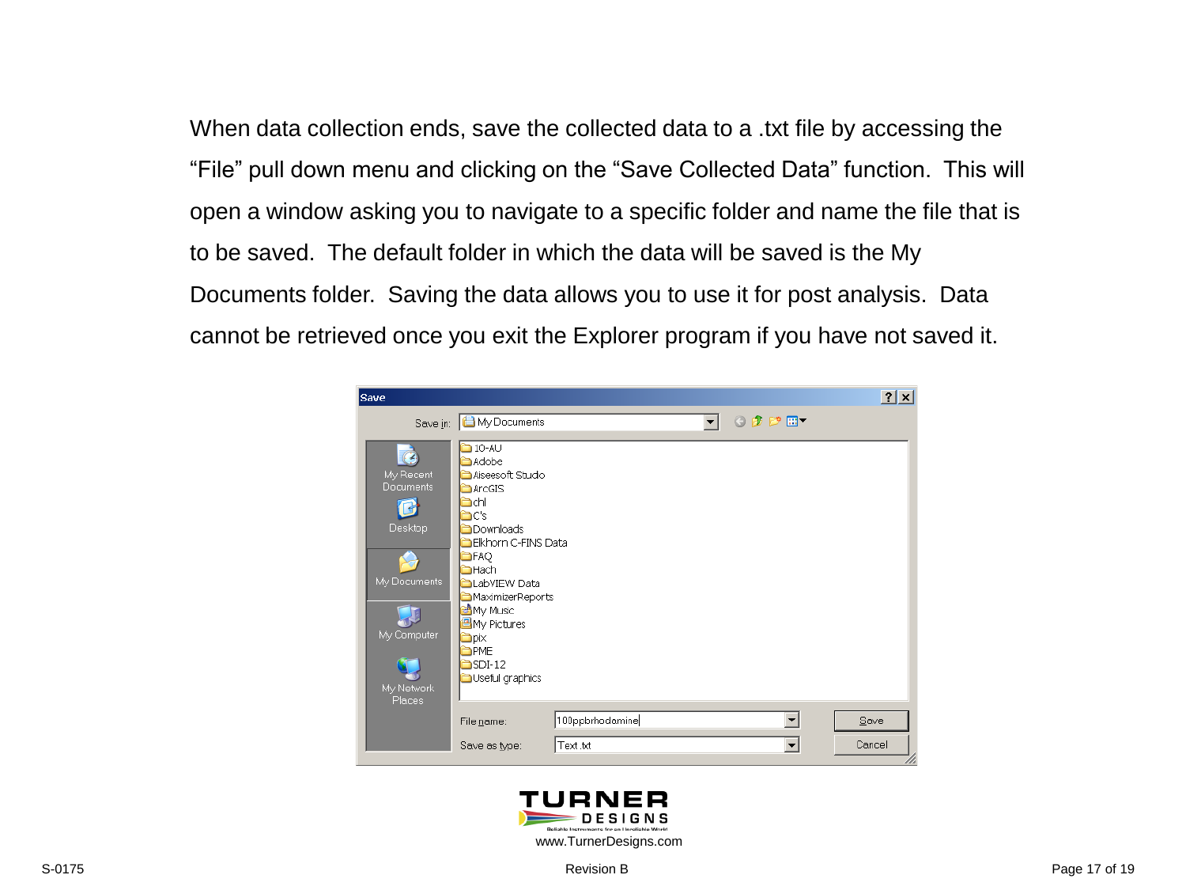When data collection ends, save the collected data to a .txt file by accessing the "File" pull down menu and clicking on the "Save Collected Data" function. This will open a window asking you to navigate to a specific folder and name the file that is to be saved. The default folder in which the data will be saved is the My Documents folder. Saving the data allows you to use it for post analysis. Data cannot be retrieved once you exit the Explorer program if you have not saved it.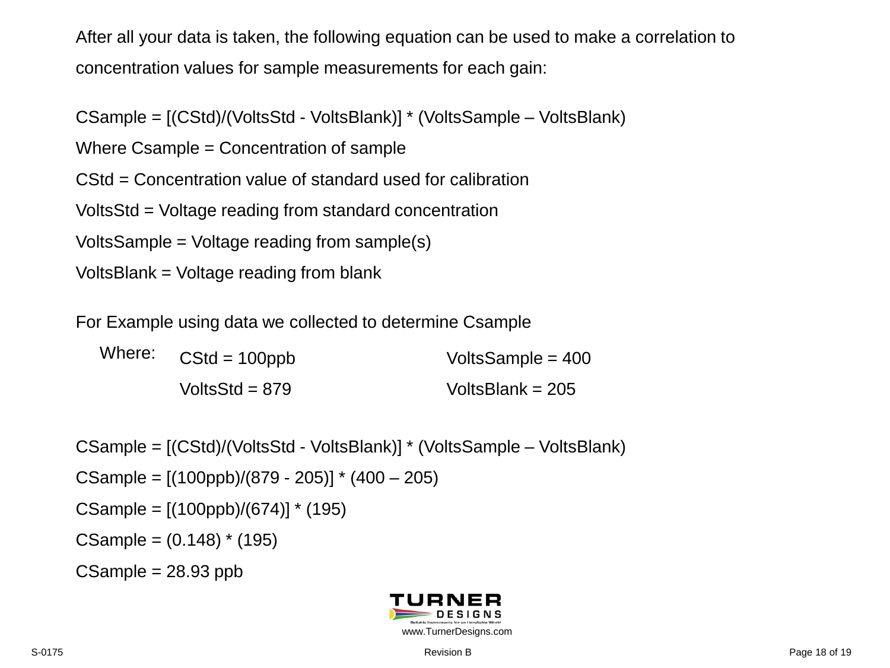After all your data is taken, the following equation can be used to make a correlation to concentration values for sample measurements for each gain:

$$CSample = [(CStd)/(VoltsStd - VoltsBlank)] * (VoltsSample - VoltsBlank)$$

Where Csample = Concentration of sample

CStd = Concentration value of standard used for calibration

VoltsStd = Voltage reading from standard concentration

VoltsSample = Voltage reading from sample(s)

VoltsBlank = Voltage reading from blank

For Example using data we collected to determine Csample

Where:

| | |
|---|---|
| CStd = 100ppb | VoltsSample = 400 |
| VoltsStd = 879 | VoltsBlank = 205 |

$$CSample = [(CStd)/(VoltsStd - VoltsBlank)] * (VoltsSample - VoltsBlank)$$

$$CSample = [(100ppb)/(879 - 205)] * (400 - 205)$$

$$CSample = [(100ppb)/(674)] * (195)$$

$$CSample = (0.148) * (195)$$

$$CSample = 28.93 \text{ ppb}$$

www.TurnerDesigns.com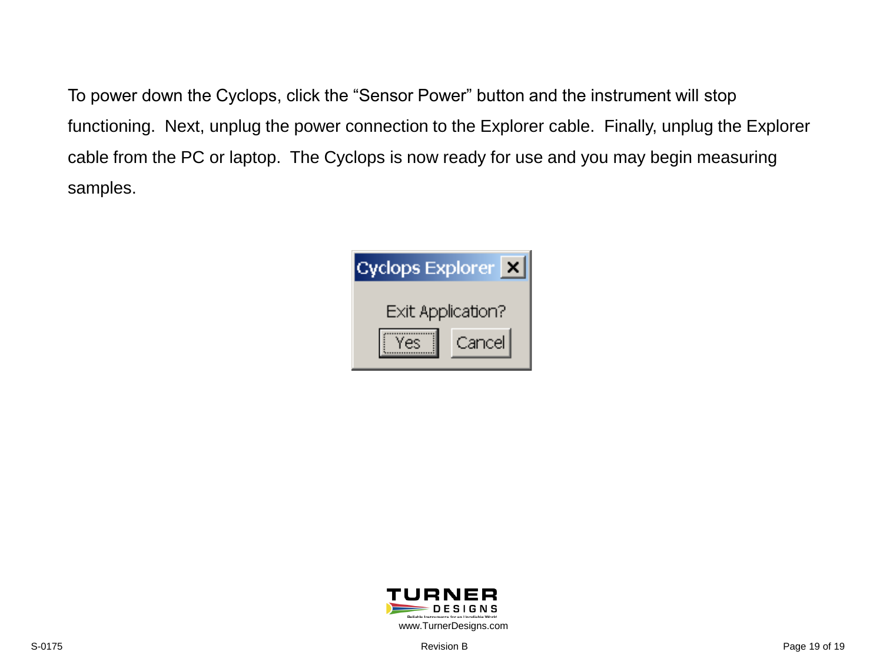To power down the Cyclops, click the “Sensor Power” button and the instrument will stop functioning. Next, unplug the power connection to the Explorer cable. Finally, unplug the Explorer cable from the PC or laptop. The Cyclops is now ready for use and you may begin measuring samples.